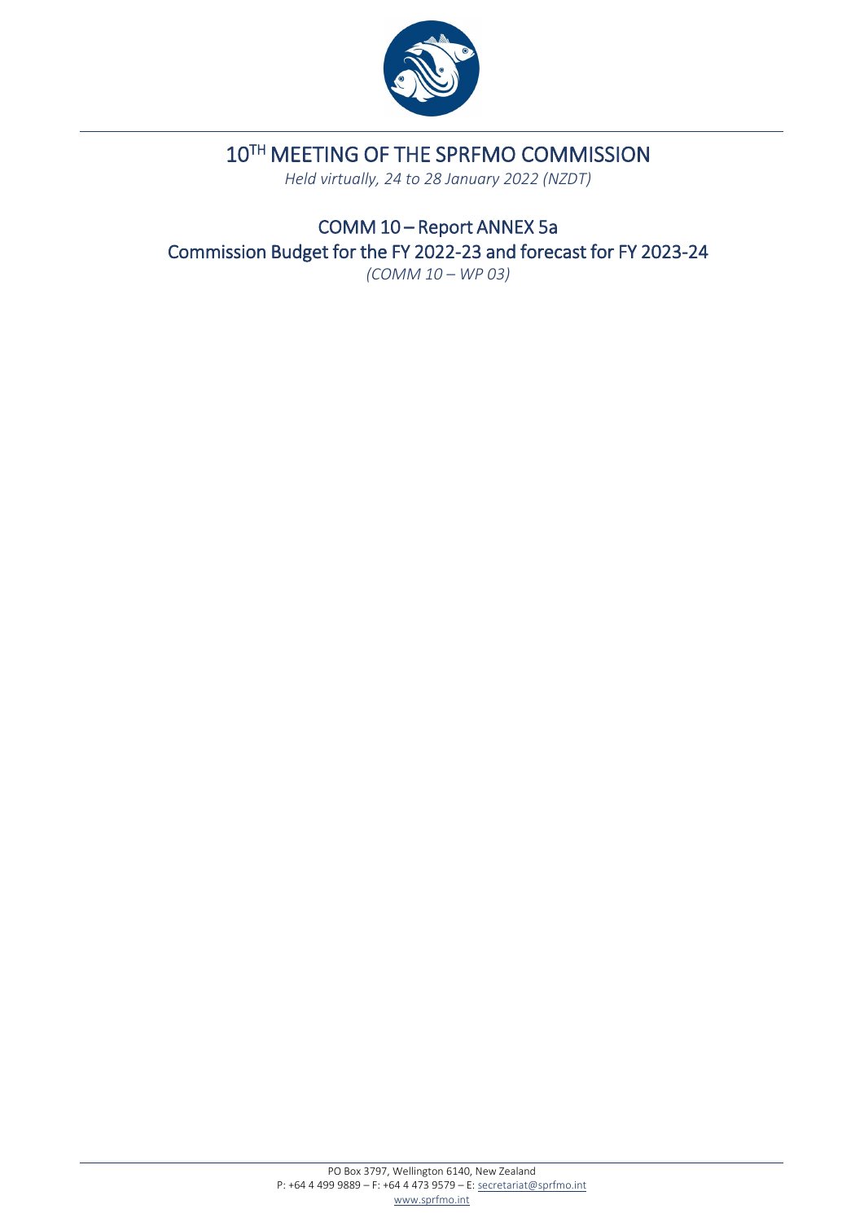# 10[TH] MEETING OF THE SPRFMO COMMISSION

*Held virtually, 24 to 28 January 2022 (NZDT)*

## COMM 10 – Report ANNEX 5a
## Commission Budget for the FY 2022-23 and forecast for FY 2023-24

*(COMM 10 – WP 03)*

PO Box 3797, Wellington 6140, New Zealand
P: +64 4 499 9889 – F: +64 4 473 9579 – E: secretariat@sprfmo.int
www.sprfmo.int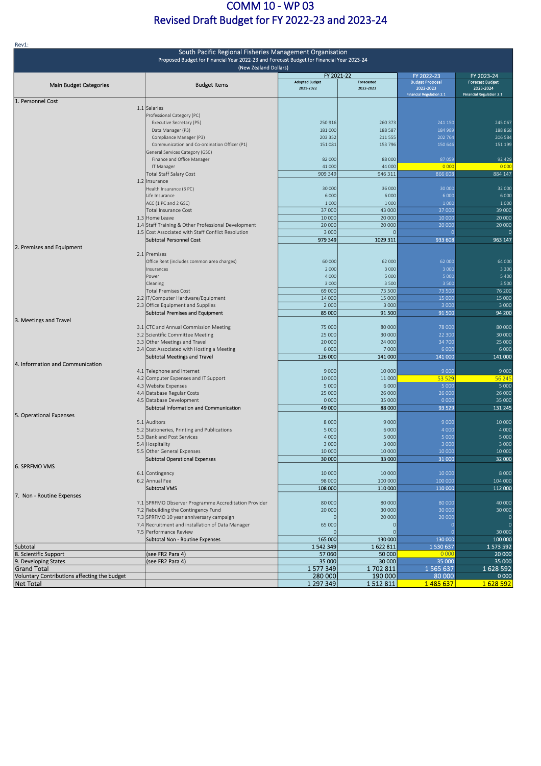# COMM 10 - WP 03
# Revised Draft Budget for FY 2022-23 and 2023-24

Rev1:

South Pacific Regional Fisheries Management Organisation
Proposed Budget for Financial Year 2022-23 and Forecast Budget for Financial Year 2023-24
(New Zealand Dollars)

| Main Budget Categories | | Budget Items | FY 2021-22 Adopted Budget 2021-2022 | FY 2021-22 Forecasted 2022-2023 | FY 2022-23 Budget Proposal 2022-2023 Financial Regulation 2.1 | FY 2023-24 Forecast Budget 2023-2024 Financial Regulation 2.1 |
|---|---|---|---|---|---|---|
| 1. Personnel Cost | | | | | | |
| | 1.1 | Salaries | | | | |
| | | Professional Category (PC) | | | | |
| | | Executive Secretary (P5) | 250 916 | 260 373 | 241 150 | 245 067 |
| | | Data Manager (P3) | 181 000 | 188 587 | 184 989 | 188 868 |
| | | Compliance Manager (P3) | 203 352 | 211 555 | 202 764 | 206 584 |
| | | Communication and Co-ordination Officer (P1) | 151 081 | 153 796 | 150 646 | 151 199 |
| | | General Services Category (GSC) | | | | |
| | | Finance and Office Manager | 82 000 | 88 000 | 87 059 | 92 429 |
| | | IT Manager | 41 000 | 44 000 | 0 000 | 0 000 |
| | | Total Staff Salary Cost | 909 349 | 946 311 | 866 608 | 884 147 |
| | 1.2 | Insurance | | | | |
| | | Health Insurance (3 PC) | 30 000 | 36 000 | 30 000 | 32 000 |
| | | Life Insurance | 6 000 | 6 000 | 6 000 | 6 000 |
| | | ACC (1 PC and 2 GSC) | 1 000 | 1 000 | 1 000 | 1 000 |
| | | Total Insurance Cost | 37 000 | 43 000 | 37 000 | 39 000 |
| | 1.3 | Home Leave | 10 000 | 20 000 | 10 000 | 20 000 |
| | 1.4 | Staff Training & Other Professional Development | 20 000 | 20 000 | 20 000 | 20 000 |
| | 1.5 | Cost Associated with Staff Conflict Resolution | 3 000 | 0 | 0 | 0 |
| | | Subtotal Personnel Cost | 979 349 | 1029 311 | 933 608 | 963 147 |
| 2. Premises and Equipment | | | | | | |
| | 2.1 | Premises | | | | |
| | | Office Rent (includes common area charges) | 60 000 | 62 000 | 62 000 | 64 000 |
| | | Insurances | 2 000 | 3 000 | 3 000 | 3 300 |
| | | Power | 4 000 | 5 000 | 5 000 | 5 400 |
| | | Cleaning | 3 000 | 3 500 | 3 500 | 3 500 |
| | | Total Premises Cost | 69 000 | 73 500 | 73 500 | 76 200 |
| | 2.2 | IT/Computer Hardware/Equipment | 14 000 | 15 000 | 15 000 | 15 000 |
| | 2.3 | Office Equipment and Supplies | 2 000 | 3 000 | 3 000 | 3 000 |
| | | Subtotal Premises and Equipment | 85 000 | 91 500 | 91 500 | 94 200 |
| 3. Meetings and Travel | | | | | | |
| | 3.1 | CTC and Annual Commission Meeting | 75 000 | 80 000 | 78 000 | 80 000 |
| | 3.2 | Scientific Committee Meeting | 25 000 | 30 000 | 22 300 | 30 000 |
| | 3.3 | Other Meetings and Travel | 20 000 | 24 000 | 34 700 | 25 000 |
| | 3.4 | Cost Associated with Hosting a Meeting | 6 000 | 7 000 | 6 000 | 6 000 |
| | | Subtotal Meetings and Travel | 126 000 | 141 000 | 141 000 | 141 000 |
| 4. Information and Communication | | | | | | |
| | 4.1 | Telephone and Internet | 9 000 | 10 000 | 9 000 | 9 000 |
| | 4.2 | Computer Expenses and IT Support | 10 000 | 11 000 | 53 529 | 56 245 |
| | 4.3 | Website Expenses | 5 000 | 6 000 | 5 000 | 5 000 |
| | 4.4 | Database Regular Costs | 25 000 | 26 000 | 26 000 | 26 000 |
| | 4.5 | Database Development | 0 000 | 35 000 | 0 000 | 35 000 |
| | | Subtotal Information and Communication | 49 000 | 88 000 | 93 529 | 131 245 |
| 5. Operational Expenses | | | | | | |
| | 5.1 | Auditors | 8 000 | 9 000 | 9 000 | 10 000 |
| | 5.2 | Stationeries, Printing and Publications | 5 000 | 6 000 | 4 000 | 4 000 |
| | 5.3 | Bank and Post Services | 4 000 | 5 000 | 5 000 | 5 000 |
| | 5.4 | Hospitality | 3 000 | 3 000 | 3 000 | 3 000 |
| | 5.5 | Other General Expenses | 10 000 | 10 000 | 10 000 | 10 000 |
| | | Subtotal Operational Expenses | 30 000 | 33 000 | 31 000 | 32 000 |
| 6. SPRFMO VMS | | | | | | |
| | 6.1 | Contingency | 10 000 | 10 000 | 10 000 | 8 000 |
| | 6.2 | Annual Fee | 98 000 | 100 000 | 100 000 | 104 000 |
| | | Subtotal VMS | 108 000 | 110 000 | 110 000 | 112 000 |
| 7. Non - Routine Expenses | | | | | | |
| | 7.1 | SPRFMO Observer Programme Accreditation Provider | 80 000 | 80 000 | 80 000 | 40 000 |
| | 7.2 | Rebuilding the Contingency Fund | 20 000 | 30 000 | 30 000 | 30 000 |
| | 7.3 | SPRFMO 10 year anniversary campaign | 0 | 20 000 | 20 000 | 0 |
| | 7.4 | Recruitment and installation of Data Manager | 65 000 | 0 | 0 | 0 |
| | 7.5 | Performance Review | 0 | 0 | 0 | 30 000 |
| | | Subtotal Non - Routine Expenses | 165 000 | 130 000 | 130 000 | 100 000 |
| Subtotal | | | 1 542 349 | 1 622 811 | 1 530 637 | 1 573 592 |
| 8. Scientific Support | | (see FR2 Para 4) | 57 060 | 50 000 | 0 000 | 20 000 |
| 9. Developing States | | (see FR2 Para 4) | 35 000 | 30 000 | 35 000 | 35 000 |
| Grand Total | | | 1 577 349 | 1 702 811 | 1 565 637 | 1 628 592 |
| Voluntary Contributions affecting the budget | | | 280 000 | 190 000 | 80 000 | 0 000 |
| Net Total | | | 1 297 349 | 1 512 811 | 1 485 637 | 1 628 592 |